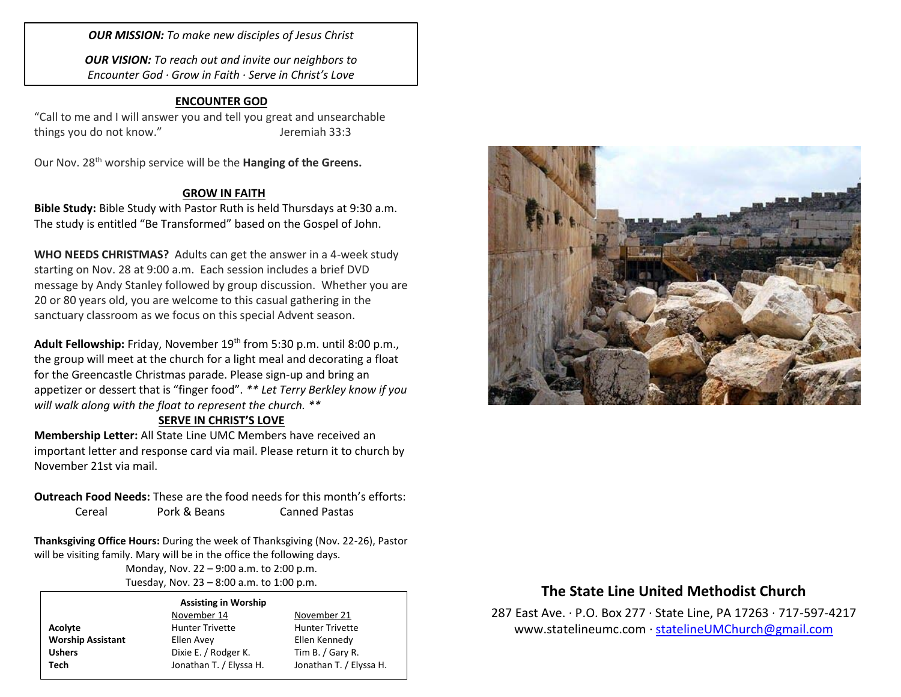***OUR MISSION:*** *To make new disciples of Jesus Christ*

***OUR VISION:*** *To reach out and invite our neighbors to Encounter God · Grow in Faith · Serve in Christ's Love*

## ENCOUNTER GOD

"Call to me and I will answer you and tell you great and unsearchable things you do not know." Jeremiah 33:3

Our Nov. 28th worship service will be the **Hanging of the Greens.**

## GROW IN FAITH

**Bible Study:** Bible Study with Pastor Ruth is held Thursdays at 9:30 a.m. The study is entitled "Be Transformed" based on the Gospel of John.

**WHO NEEDS CHRISTMAS?** Adults can get the answer in a 4-week study starting on Nov. 28 at 9:00 a.m. Each session includes a brief DVD message by Andy Stanley followed by group discussion. Whether you are 20 or 80 years old, you are welcome to this casual gathering in the sanctuary classroom as we focus on this special Advent season.

**Adult Fellowship:** Friday, November 19th from 5:30 p.m. until 8:00 p.m., the group will meet at the church for a light meal and decorating a float for the Greencastle Christmas parade. Please sign-up and bring an appetizer or dessert that is "finger food". *** Let Terry Berkley know if you will walk along with the float to represent the church. ***

## SERVE IN CHRIST'S LOVE

**Membership Letter:** All State Line UMC Members have received an important letter and response card via mail. Please return it to church by November 21st via mail.

**Outreach Food Needs:** These are the food needs for this month's efforts:

Cereal | Pork & Beans | Canned Pastas

**Thanksgiving Office Hours:** During the week of Thanksgiving (Nov. 22-26), Pastor will be visiting family. Mary will be in the office the following days.

Monday, Nov. 22 – 9:00 a.m. to 2:00 p.m.
Tuesday, Nov. 23 – 8:00 a.m. to 1:00 p.m.

**Assisting in Worship**

| | November 14 | November 21 |
|---|---|---|
| **Acolyte** | Hunter Trivette | Hunter Trivette |
| **Worship Assistant** | Ellen Avey | Ellen Kennedy |
| **Ushers** | Dixie E. / Rodger K. | Tim B. / Gary R. |
| **Tech** | Jonathan T. / Elyssa H. | Jonathan T. / Elyssa H. |

## The State Line United Methodist Church

287 East Ave. · P.O. Box 277 · State Line, PA 17263 · 717-597-4217
www.statelineumc.com · statelineUMChurch@gmail.com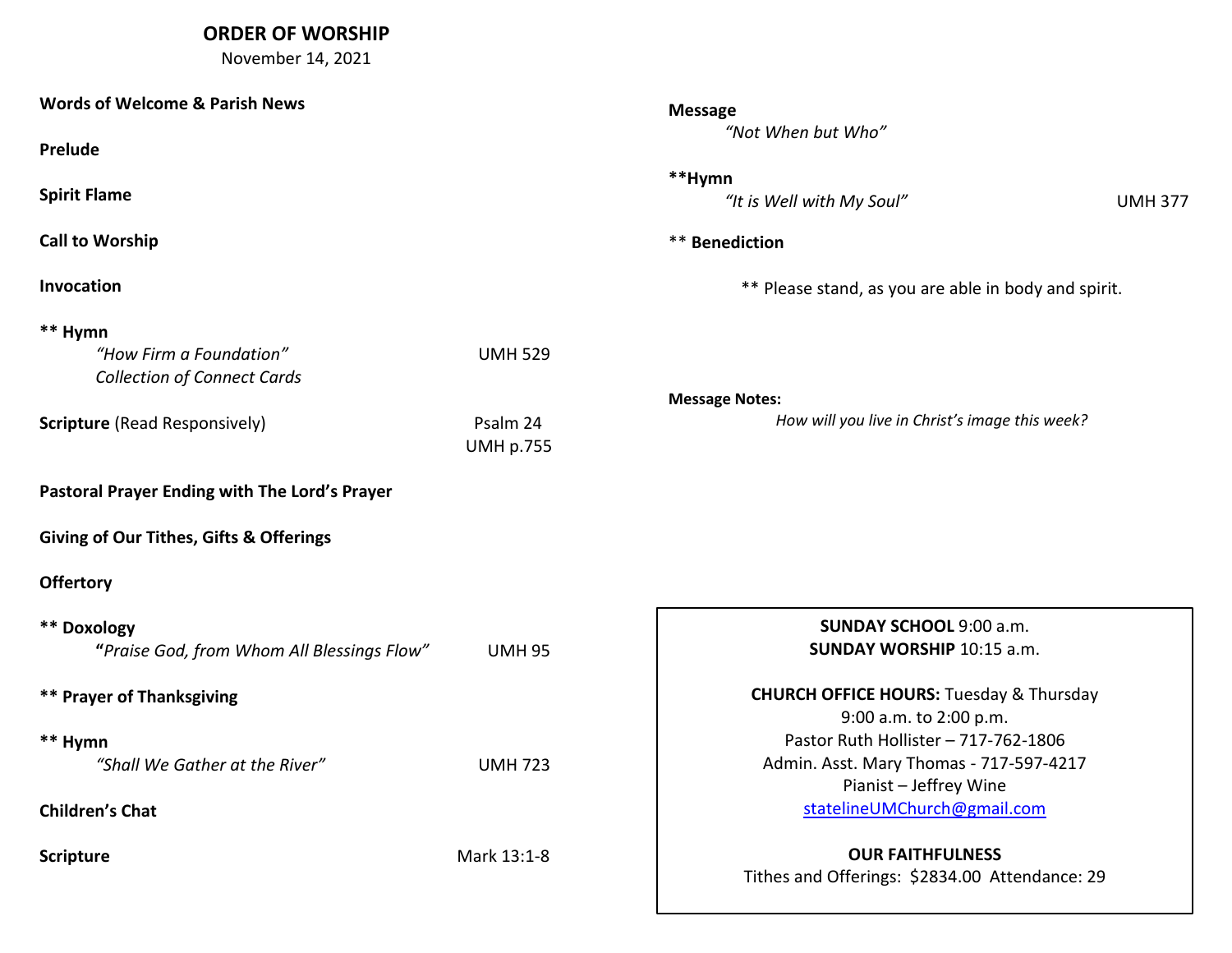## ORDER OF WORSHIP

November 14, 2021

**Words of Welcome & Parish News**

**Prelude**

**Spirit Flame**

**Call to Worship**

**Invocation**

**\*\* Hymn**
*"How Firm a Foundation"* UMH 529
*Collection of Connect Cards*

**Scripture** (Read Responsively) Psalm 24 UMH p.755

**Pastoral Prayer Ending with The Lord's Prayer**

**Giving of Our Tithes, Gifts & Offerings**

**Offertory**

**\*\* Doxology**
*"Praise God, from Whom All Blessings Flow"* UMH 95

**\*\* Prayer of Thanksgiving**

**\*\* Hymn**
*"Shall We Gather at the River"* UMH 723

**Children's Chat**

**Scripture** Mark 13:1-8

**Message**
*"Not When but Who"*

**\*\*Hymn**
*"It is Well with My Soul"* UMH 377

\*\* **Benediction**

\*\* Please stand, as you are able in body and spirit.

**Message Notes:**
*How will you live in Christ's image this week?*

**SUNDAY SCHOOL** 9:00 a.m.
**SUNDAY WORSHIP** 10:15 a.m.

**CHURCH OFFICE HOURS:** Tuesday & Thursday
9:00 a.m. to 2:00 p.m.
Pastor Ruth Hollister – 717-762-1806
Admin. Asst. Mary Thomas - 717-597-4217
Pianist – Jeffrey Wine
statelineUMChurch@gmail.com

**OUR FAITHFULNESS**
Tithes and Offerings: $2834.00 Attendance: 29